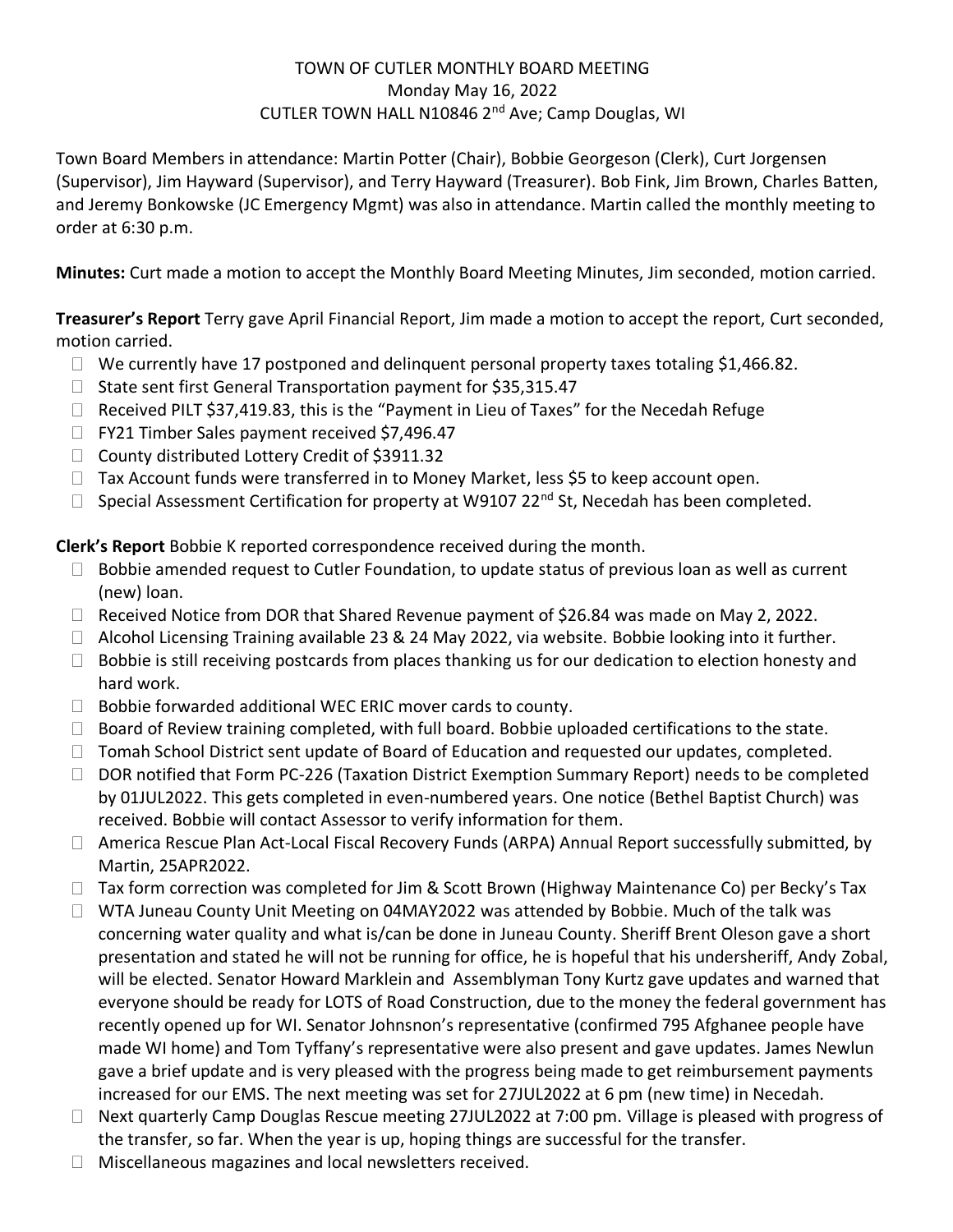# TOWN OF CUTLER MONTHLY BOARD MEETING
## Monday May 16, 2022
## CUTLER TOWN HALL N10846 2nd Ave; Camp Douglas, WI

Town Board Members in attendance: Martin Potter (Chair), Bobbie Georgeson (Clerk), Curt Jorgensen (Supervisor), Jim Hayward (Supervisor), and Terry Hayward (Treasurer). Bob Fink, Jim Brown, Charles Batten, and Jeremy Bonkowske (JC Emergency Mgmt) was also in attendance. Martin called the monthly meeting to order at 6:30 p.m.

**Minutes:** Curt made a motion to accept the Monthly Board Meeting Minutes, Jim seconded, motion carried.

**Treasurer's Report** Terry gave April Financial Report, Jim made a motion to accept the report, Curt seconded, motion carried.

- We currently have 17 postponed and delinquent personal property taxes totaling $1,466.82.
- State sent first General Transportation payment for $35,315.47
- Received PILT $37,419.83, this is the "Payment in Lieu of Taxes" for the Necedah Refuge
- FY21 Timber Sales payment received $7,496.47
- County distributed Lottery Credit of $3911.32
- Tax Account funds were transferred in to Money Market, less $5 to keep account open.
- Special Assessment Certification for property at W9107 22nd St, Necedah has been completed.

**Clerk's Report** Bobbie K reported correspondence received during the month.

- Bobbie amended request to Cutler Foundation, to update status of previous loan as well as current (new) loan.
- Received Notice from DOR that Shared Revenue payment of $26.84 was made on May 2, 2022.
- Alcohol Licensing Training available 23 & 24 May 2022, via website. Bobbie looking into it further.
- Bobbie is still receiving postcards from places thanking us for our dedication to election honesty and hard work.
- Bobbie forwarded additional WEC ERIC mover cards to county.
- Board of Review training completed, with full board. Bobbie uploaded certifications to the state.
- Tomah School District sent update of Board of Education and requested our updates, completed.
- DOR notified that Form PC-226 (Taxation District Exemption Summary Report) needs to be completed by 01JUL2022. This gets completed in even-numbered years. One notice (Bethel Baptist Church) was received. Bobbie will contact Assessor to verify information for them.
- America Rescue Plan Act-Local Fiscal Recovery Funds (ARPA) Annual Report successfully submitted, by Martin, 25APR2022.
- Tax form correction was completed for Jim & Scott Brown (Highway Maintenance Co) per Becky's Tax
- WTA Juneau County Unit Meeting on 04MAY2022 was attended by Bobbie. Much of the talk was concerning water quality and what is/can be done in Juneau County. Sheriff Brent Oleson gave a short presentation and stated he will not be running for office, he is hopeful that his undersheriff, Andy Zobal, will be elected. Senator Howard Marklein and Assemblyman Tony Kurtz gave updates and warned that everyone should be ready for LOTS of Road Construction, due to the money the federal government has recently opened up for WI. Senator Johnsnon's representative (confirmed 795 Afghanee people have made WI home) and Tom Tyffany's representative were also present and gave updates. James Newlun gave a brief update and is very pleased with the progress being made to get reimbursement payments increased for our EMS. The next meeting was set for 27JUL2022 at 6 pm (new time) in Necedah.
- Next quarterly Camp Douglas Rescue meeting 27JUL2022 at 7:00 pm. Village is pleased with progress of the transfer, so far. When the year is up, hoping things are successful for the transfer.
- Miscellaneous magazines and local newsletters received.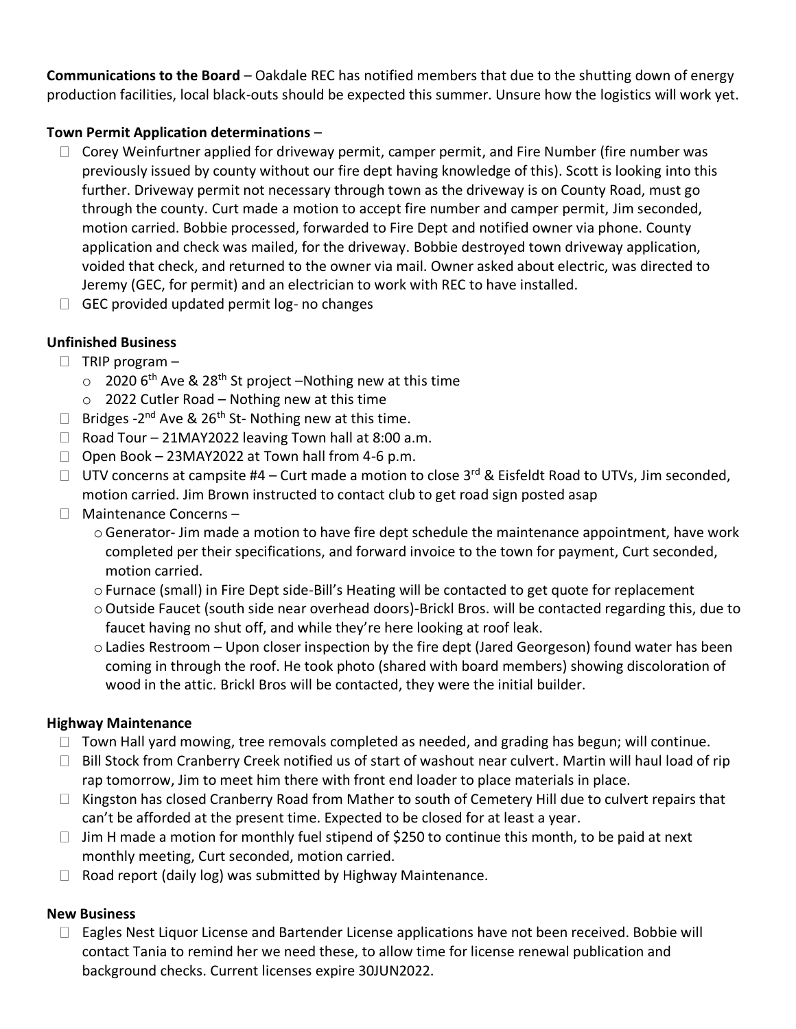**Communications to the Board** – Oakdale REC has notified members that due to the shutting down of energy production facilities, local black-outs should be expected this summer. Unsure how the logistics will work yet.

**Town Permit Application determinations** –

- Corey Weinfurtner applied for driveway permit, camper permit, and Fire Number (fire number was previously issued by county without our fire dept having knowledge of this). Scott is looking into this further. Driveway permit not necessary through town as the driveway is on County Road, must go through the county. Curt made a motion to accept fire number and camper permit, Jim seconded, motion carried. Bobbie processed, forwarded to Fire Dept and notified owner via phone. County application and check was mailed, for the driveway. Bobbie destroyed town driveway application, voided that check, and returned to the owner via mail. Owner asked about electric, was directed to Jeremy (GEC, for permit) and an electrician to work with REC to have installed.
- GEC provided updated permit log- no changes

**Unfinished Business**

- TRIP program –
  - 2020 6th Ave & 28th St project –Nothing new at this time
  - 2022 Cutler Road – Nothing new at this time
- Bridges -2nd Ave & 26th St- Nothing new at this time.
- Road Tour – 21MAY2022 leaving Town hall at 8:00 a.m.
- Open Book – 23MAY2022 at Town hall from 4-6 p.m.
- UTV concerns at campsite #4 – Curt made a motion to close 3rd & Eisfeldt Road to UTVs, Jim seconded, motion carried. Jim Brown instructed to contact club to get road sign posted asap
- Maintenance Concerns –
  - Generator- Jim made a motion to have fire dept schedule the maintenance appointment, have work completed per their specifications, and forward invoice to the town for payment, Curt seconded, motion carried.
  - Furnace (small) in Fire Dept side-Bill's Heating will be contacted to get quote for replacement
  - Outside Faucet (south side near overhead doors)-Brickl Bros. will be contacted regarding this, due to faucet having no shut off, and while they're here looking at roof leak.
  - Ladies Restroom – Upon closer inspection by the fire dept (Jared Georgeson) found water has been coming in through the roof. He took photo (shared with board members) showing discoloration of wood in the attic. Brickl Bros will be contacted, they were the initial builder.

**Highway Maintenance**

- Town Hall yard mowing, tree removals completed as needed, and grading has begun; will continue.
- Bill Stock from Cranberry Creek notified us of start of washout near culvert. Martin will haul load of rip rap tomorrow, Jim to meet him there with front end loader to place materials in place.
- Kingston has closed Cranberry Road from Mather to south of Cemetery Hill due to culvert repairs that can't be afforded at the present time. Expected to be closed for at least a year.
- Jim H made a motion for monthly fuel stipend of $250 to continue this month, to be paid at next monthly meeting, Curt seconded, motion carried.
- Road report (daily log) was submitted by Highway Maintenance.

**New Business**

- Eagles Nest Liquor License and Bartender License applications have not been received. Bobbie will contact Tania to remind her we need these, to allow time for license renewal publication and background checks. Current licenses expire 30JUN2022.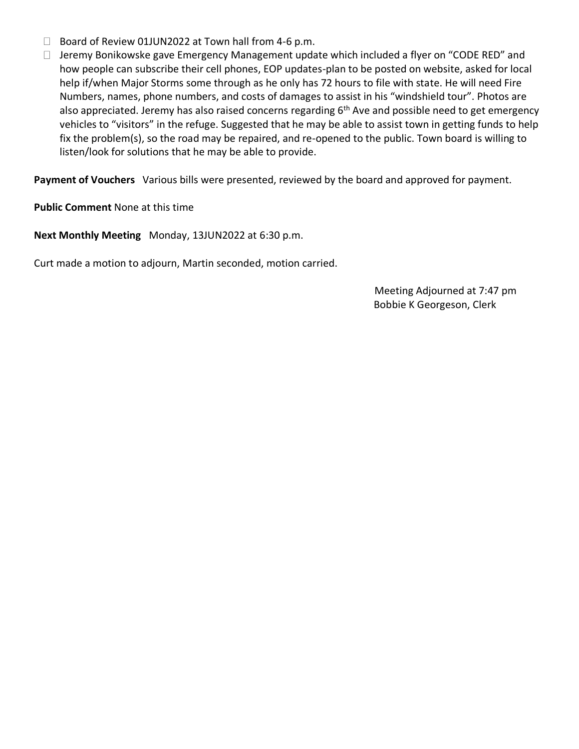- Board of Review 01JUN2022 at Town hall from 4-6 p.m.
- Jeremy Bonikowske gave Emergency Management update which included a flyer on "CODE RED" and how people can subscribe their cell phones, EOP updates-plan to be posted on website, asked for local help if/when Major Storms some through as he only has 72 hours to file with state. He will need Fire Numbers, names, phone numbers, and costs of damages to assist in his "windshield tour". Photos are also appreciated. Jeremy has also raised concerns regarding 6th Ave and possible need to get emergency vehicles to "visitors" in the refuge. Suggested that he may be able to assist town in getting funds to help fix the problem(s), so the road may be repaired, and re-opened to the public. Town board is willing to listen/look for solutions that he may be able to provide.

**Payment of Vouchers** Various bills were presented, reviewed by the board and approved for payment.

**Public Comment** None at this time

**Next Monthly Meeting** Monday, 13JUN2022 at 6:30 p.m.

Curt made a motion to adjourn, Martin seconded, motion carried.

Meeting Adjourned at 7:47 pm
Bobbie K Georgeson, Clerk